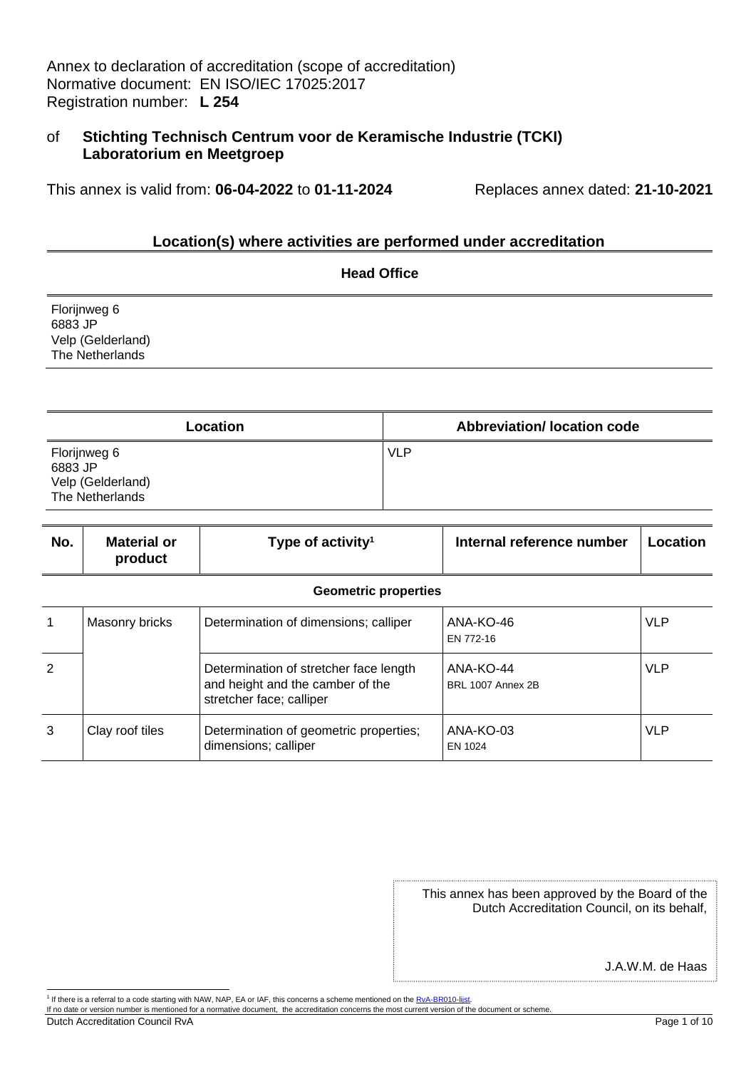Annex to declaration of accreditation (scope of accreditation)
Normative document: EN ISO/IEC 17025:2017
Registration number: **L 254**

of **Stichting Technisch Centrum voor de Keramische Industrie (TCKI) Laboratorium en Meetgroep**

This annex is valid from: **06-04-2022** to **01-11-2024** Replaces annex dated: **21-10-2021**

## Location(s) where activities are performed under accreditation

| Head Office |
|---|
| Florijnweg 6<br>6883 JP<br>Velp (Gelderland)<br>The Netherlands |

| Location | Abbreviation/ location code |
|---|---|
| Florijnweg 6<br>6883 JP<br>Velp (Gelderland)<br>The Netherlands | VLP |

| No. | Material or product | Type of activity[1] | Internal reference number | Location |
|---|---|---|---|---|
| | | **Geometric properties** | | |
| 1 | Masonry bricks | Determination of dimensions; calliper | ANA-KO-46<br>EN 772-16 | VLP |
| 2 | | Determination of stretcher face length and height and the camber of the stretcher face; calliper | ANA-KO-44<br>BRL 1007 Annex 2B | VLP |
| 3 | Clay roof tiles | Determination of geometric properties; dimensions; calliper | ANA-KO-03<br>EN 1024 | VLP |

This annex has been approved by the Board of the Dutch Accreditation Council, on its behalf,

J.A.W.M. de Haas

[1] If there is a referral to a code starting with NAW, NAP, EA or IAF, this concerns a scheme mentioned on the RvA-BR010-lijst.
If no date or version number is mentioned for a normative document, the accreditation concerns the most current version of the document or scheme.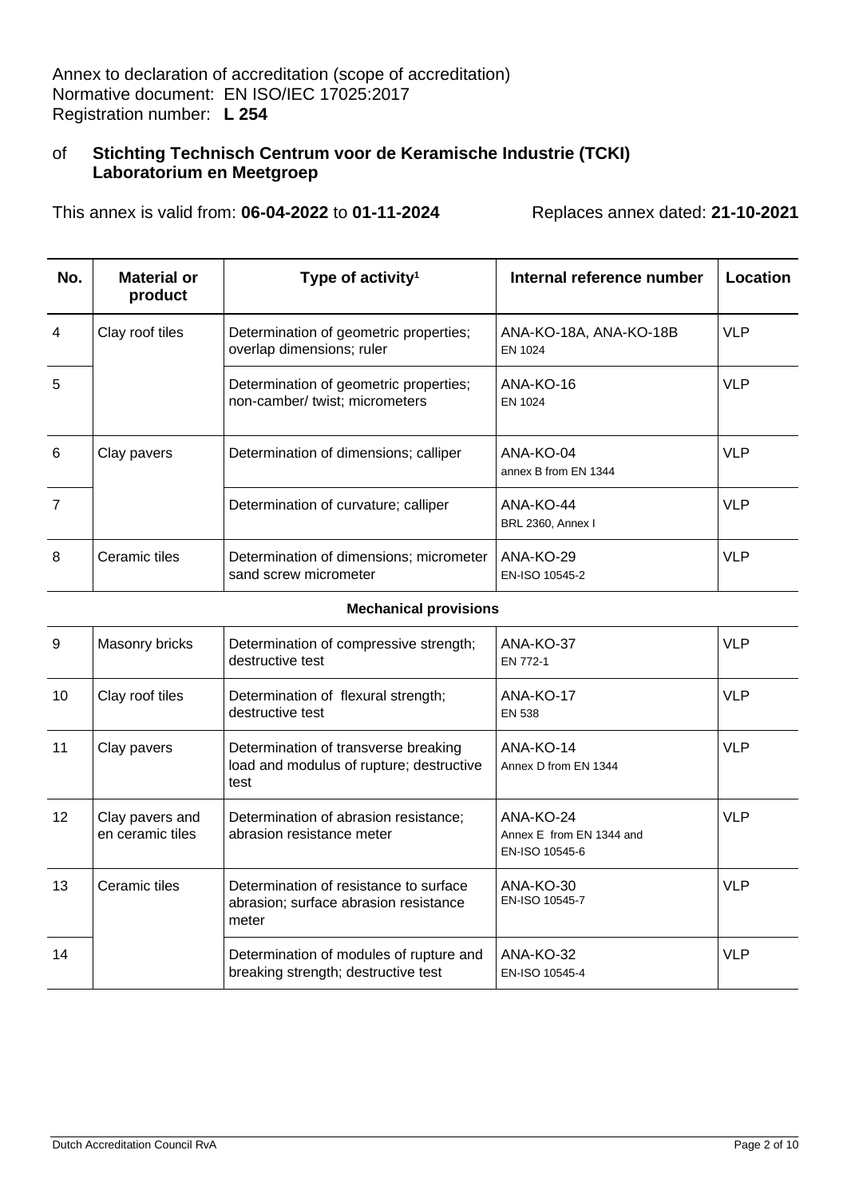Annex to declaration of accreditation (scope of accreditation)
Normative document: EN ISO/IEC 17025:2017
Registration number: **L 254**

of **Stichting Technisch Centrum voor de Keramische Industrie (TCKI) Laboratorium en Meetgroep**

This annex is valid from: **06-04-2022** to **01-11-2024** Replaces annex dated: **21-10-2021**

| No. | Material or product | Type of activity[1] | Internal reference number | Location |
|---|---|---|---|---|
| 4 | Clay roof tiles | Determination of geometric properties; overlap dimensions; ruler | ANA-KO-18A, ANA-KO-18B<br>EN 1024 | VLP |
| 5 | | Determination of geometric properties; non-camber/ twist; micrometers | ANA-KO-16<br>EN 1024 | VLP |
| 6 | Clay pavers | Determination of dimensions; calliper | ANA-KO-04<br>annex B from EN 1344 | VLP |
| 7 | | Determination of curvature; calliper | ANA-KO-44<br>BRL 2360, Annex I | VLP |
| 8 | Ceramic tiles | Determination of dimensions; micrometer sand screw micrometer | ANA-KO-29<br>EN-ISO 10545-2 | VLP |
| | | **Mechanical provisions** | | |
| 9 | Masonry bricks | Determination of compressive strength; destructive test | ANA-KO-37<br>EN 772-1 | VLP |
| 10 | Clay roof tiles | Determination of flexural strength; destructive test | ANA-KO-17<br>EN 538 | VLP |
| 11 | Clay pavers | Determination of transverse breaking load and modulus of rupture; destructive test | ANA-KO-14<br>Annex D from EN 1344 | VLP |
| 12 | Clay pavers and en ceramic tiles | Determination of abrasion resistance; abrasion resistance meter | ANA-KO-24<br>Annex E from EN 1344 and EN-ISO 10545-6 | VLP |
| 13 | Ceramic tiles | Determination of resistance to surface abrasion; surface abrasion resistance meter | ANA-KO-30<br>EN-ISO 10545-7 | VLP |
| 14 | | Determination of modules of rupture and breaking strength; destructive test | ANA-KO-32<br>EN-ISO 10545-4 | VLP |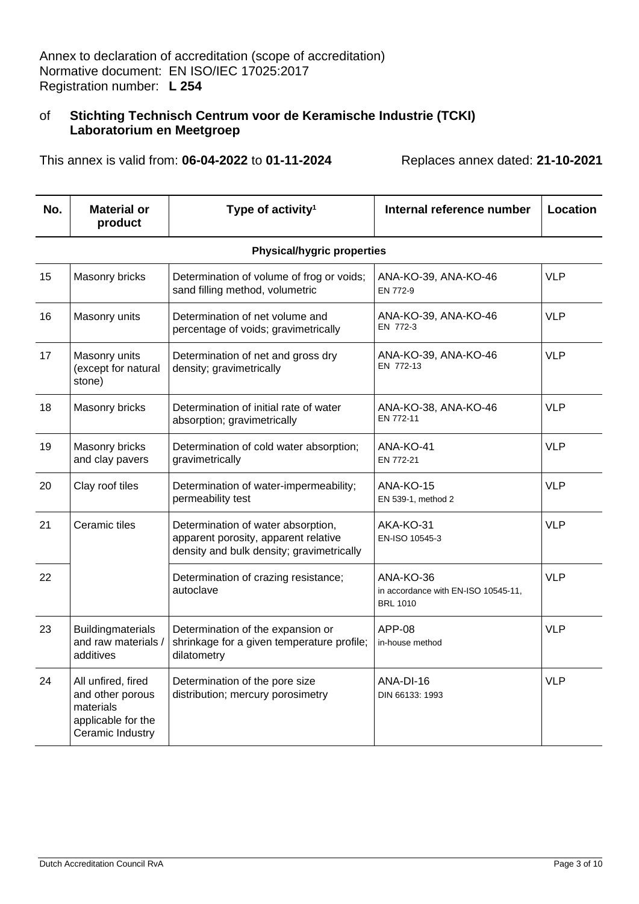Annex to declaration of accreditation (scope of accreditation)
Normative document: EN ISO/IEC 17025:2017
Registration number: **L 254**

of **Stichting Technisch Centrum voor de Keramische Industrie (TCKI) Laboratorium en Meetgroep**

This annex is valid from: **06-04-2022** to **01-11-2024** Replaces annex dated: **21-10-2021**

| No. | Material or product | Type of activity[1] | Internal reference number | Location |
|---|---|---|---|---|
| | | **Physical/hygric properties** | | |
| 15 | Masonry bricks | Determination of volume of frog or voids; sand filling method, volumetric | ANA-KO-39, ANA-KO-46<br>EN 772-9 | VLP |
| 16 | Masonry units | Determination of net volume and percentage of voids; gravimetrically | ANA-KO-39, ANA-KO-46<br>EN 772-3 | VLP |
| 17 | Masonry units (except for natural stone) | Determination of net and gross dry density; gravimetrically | ANA-KO-39, ANA-KO-46<br>EN 772-13 | VLP |
| 18 | Masonry bricks | Determination of initial rate of water absorption; gravimetrically | ANA-KO-38, ANA-KO-46<br>EN 772-11 | VLP |
| 19 | Masonry bricks and clay pavers | Determination of cold water absorption; gravimetrically | ANA-KO-41<br>EN 772-21 | VLP |
| 20 | Clay roof tiles | Determination of water-impermeability; permeability test | ANA-KO-15<br>EN 539-1, method 2 | VLP |
| 21 | Ceramic tiles | Determination of water absorption, apparent porosity, apparent relative density and bulk density; gravimetrically | AKA-KO-31<br>EN-ISO 10545-3 | VLP |
| 22 | | Determination of crazing resistance; autoclave | ANA-KO-36<br>in accordance with EN-ISO 10545-11, BRL 1010 | VLP |
| 23 | Buildingmaterials and raw materials / additives | Determination of the expansion or shrinkage for a given temperature profile; dilatometry | APP-08<br>in-house method | VLP |
| 24 | All unfired, fired and other porous materials applicable for the Ceramic Industry | Determination of the pore size distribution; mercury porosimetry | ANA-DI-16<br>DIN 66133: 1993 | VLP |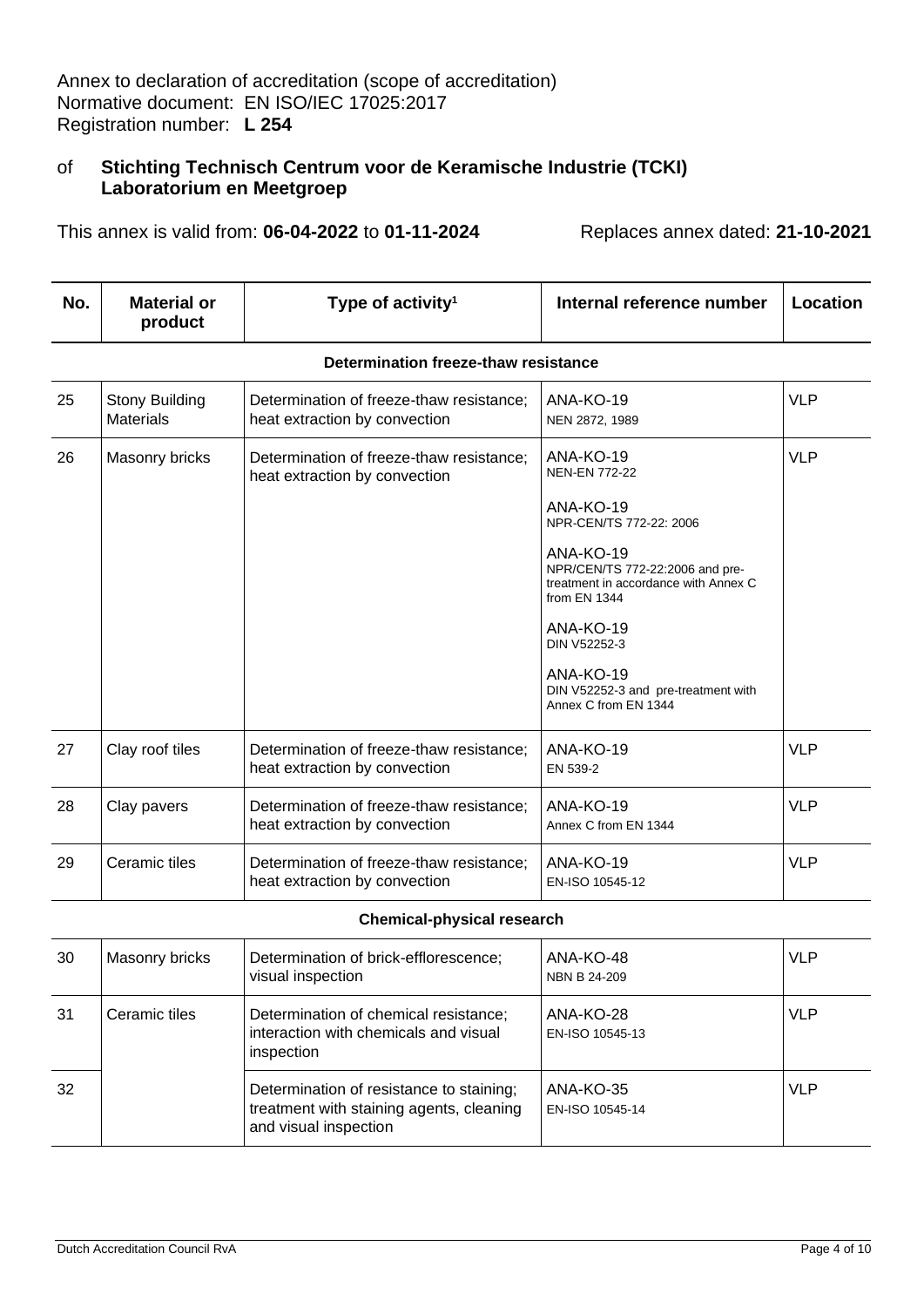Annex to declaration of accreditation (scope of accreditation)
Normative document: EN ISO/IEC 17025:2017
Registration number: **L 254**

of **Stichting Technisch Centrum voor de Keramische Industrie (TCKI) Laboratorium en Meetgroep**

This annex is valid from: **06-04-2022** to **01-11-2024** Replaces annex dated: **21-10-2021**

| No. | Material or product | Type of activity[1] | Internal reference number | Location |
|---|---|---|---|---|
| | | **Determination freeze-thaw resistance** | | |
| 25 | Stony Building Materials | Determination of freeze-thaw resistance; heat extraction by convection | ANA-KO-19<br>NEN 2872, 1989 | VLP |
| 26 | Masonry bricks | Determination of freeze-thaw resistance; heat extraction by convection | ANA-KO-19<br>NEN-EN 772-22<br><br>ANA-KO-19<br>NPR-CEN/TS 772-22: 2006<br><br>ANA-KO-19<br>NPR/CEN/TS 772-22:2006 and pre-treatment in accordance with Annex C from EN 1344<br><br>ANA-KO-19<br>DIN V52252-3<br><br>ANA-KO-19<br>DIN V52252-3 and pre-treatment with Annex C from EN 1344 | VLP |
| 27 | Clay roof tiles | Determination of freeze-thaw resistance; heat extraction by convection | ANA-KO-19<br>EN 539-2 | VLP |
| 28 | Clay pavers | Determination of freeze-thaw resistance; heat extraction by convection | ANA-KO-19<br>Annex C from EN 1344 | VLP |
| 29 | Ceramic tiles | Determination of freeze-thaw resistance; heat extraction by convection | ANA-KO-19<br>EN-ISO 10545-12 | VLP |
| | | **Chemical-physical research** | | |
| 30 | Masonry bricks | Determination of brick-efflorescence; visual inspection | ANA-KO-48<br>NBN B 24-209 | VLP |
| 31 | Ceramic tiles | Determination of chemical resistance; interaction with chemicals and visual inspection | ANA-KO-28<br>EN-ISO 10545-13 | VLP |
| 32 | | Determination of resistance to staining; treatment with staining agents, cleaning and visual inspection | ANA-KO-35<br>EN-ISO 10545-14 | VLP |

Dutch Accreditation Council RvA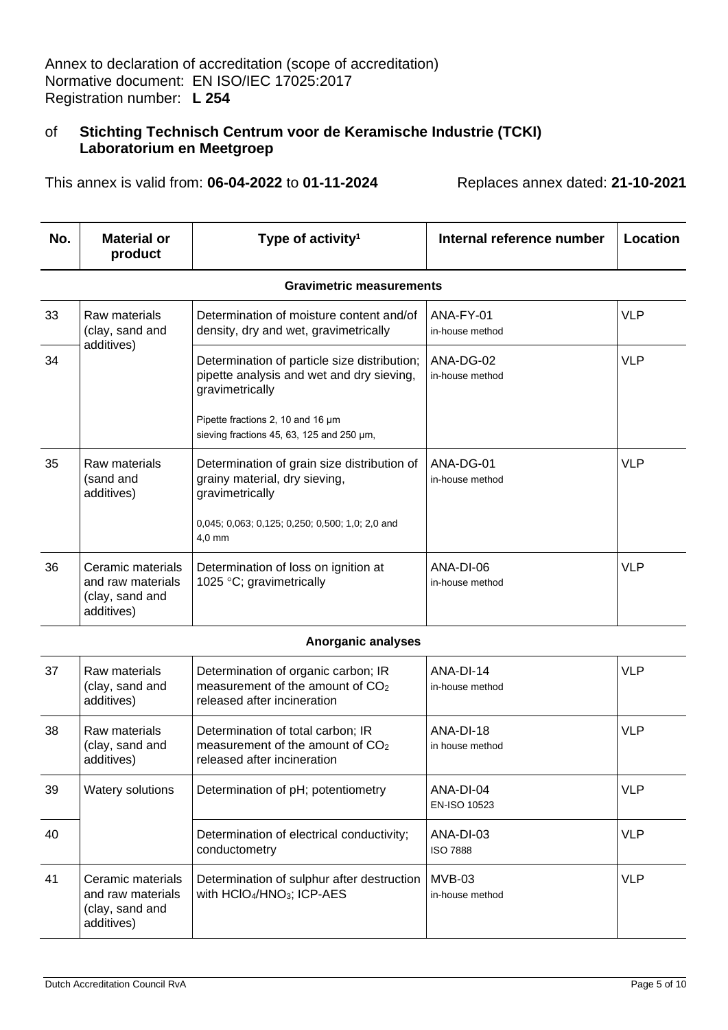Annex to declaration of accreditation (scope of accreditation)
Normative document: EN ISO/IEC 17025:2017
Registration number: **L 254**

of **Stichting Technisch Centrum voor de Keramische Industrie (TCKI) Laboratorium en Meetgroep**

This annex is valid from: **06-04-2022** to **01-11-2024** Replaces annex dated: **21-10-2021**

| No. | Material or product | Type of activity[1] | Internal reference number | Location |
|---|---|---|---|---|
| | | **Gravimetric measurements** | | |
| 33 | Raw materials (clay, sand and additives) | Determination of moisture content and/of density, dry and wet, gravimetrically | ANA-FY-01 in-house method | VLP |
| 34 | | Determination of particle size distribution; pipette analysis and wet and dry sieving, gravimetrically<br><br>Pipette fractions 2, 10 and 16 µm<br>sieving fractions 45, 63, 125 and 250 µm, | ANA-DG-02 in-house method | VLP |
| 35 | Raw materials (sand and additives) | Determination of grain size distribution of grainy material, dry sieving, gravimetrically<br><br>0,045; 0,063; 0,125; 0,250; 0,500; 1,0; 2,0 and 4,0 mm | ANA-DG-01 in-house method | VLP |
| 36 | Ceramic materials and raw materials (clay, sand and additives) | Determination of loss on ignition at 1025 °C; gravimetrically | ANA-DI-06 in-house method | VLP |
| | | **Anorganic analyses** | | |
| 37 | Raw materials (clay, sand and additives) | Determination of organic carbon; IR measurement of the amount of $CO_2$ released after incineration | ANA-DI-14 in-house method | VLP |
| 38 | Raw materials (clay, sand and additives) | Determination of total carbon; IR measurement of the amount of $CO_2$ released after incineration | ANA-DI-18 in house method | VLP |
| 39 | Watery solutions | Determination of pH; potentiometry | ANA-DI-04 EN-ISO 10523 | VLP |
| 40 | | Determination of electrical conductivity; conductometry | ANA-DI-03 ISO 7888 | VLP |
| 41 | Ceramic materials and raw materials (clay, sand and additives) | Determination of sulphur after destruction with $HClO_4/HNO_3$; ICP-AES | MVB-03 in-house method | VLP |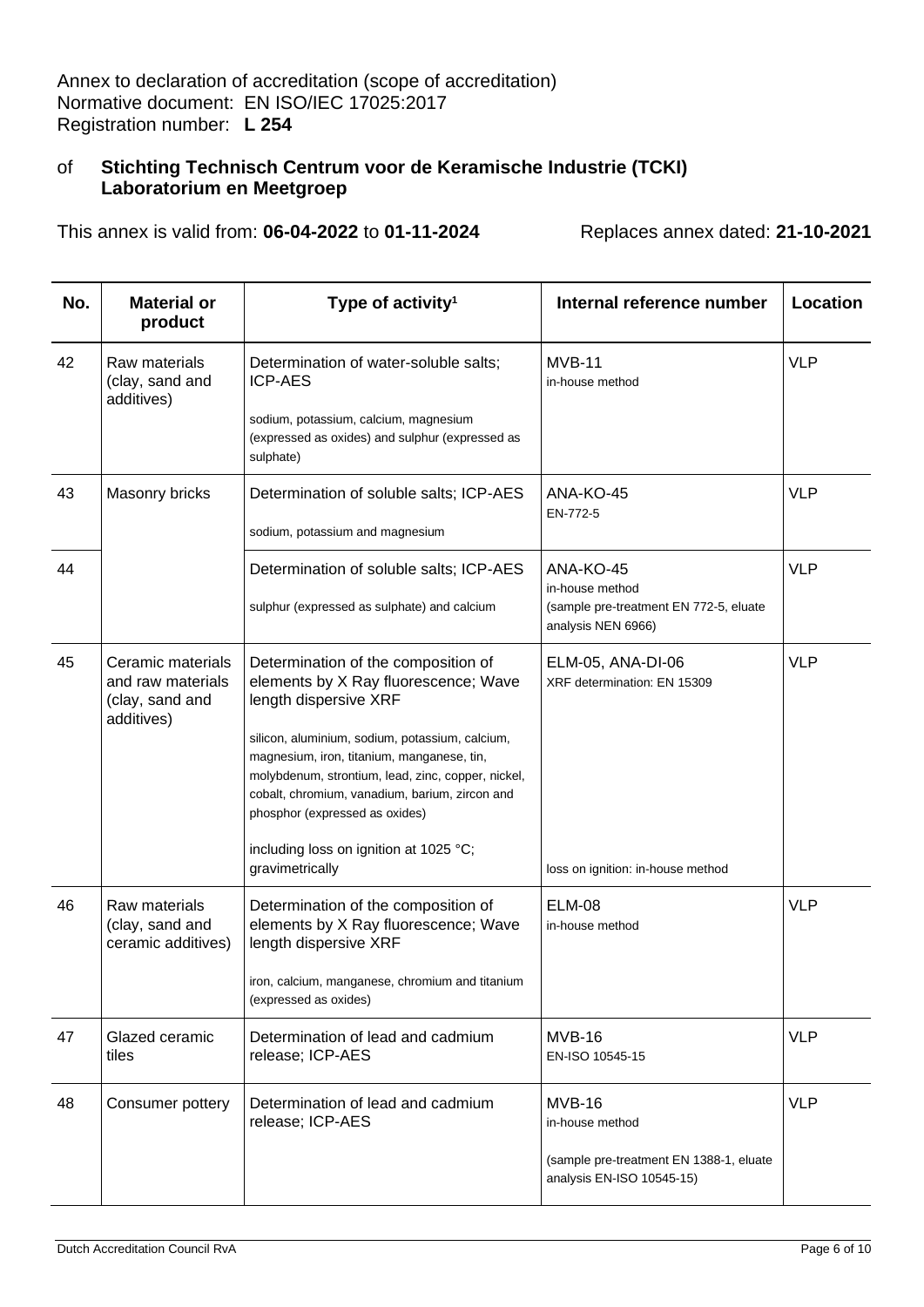Annex to declaration of accreditation (scope of accreditation)
Normative document: EN ISO/IEC 17025:2017
Registration number: **L 254**

of **Stichting Technisch Centrum voor de Keramische Industrie (TCKI) Laboratorium en Meetgroep**

This annex is valid from: **06-04-2022** to **01-11-2024** Replaces annex dated: **21-10-2021**

| No. | Material or product | Type of activity[1] | Internal reference number | Location |
|---|---|---|---|---|
| 42 | Raw materials (clay, sand and additives) | Determination of water-soluble salts; ICP-AES<br><br>sodium, potassium, calcium, magnesium (expressed as oxides) and sulphur (expressed as sulphate) | MVB-11<br>in-house method | VLP |
| 43 | Masonry bricks | Determination of soluble salts; ICP-AES<br><br>sodium, potassium and magnesium | ANA-KO-45<br>EN-772-5 | VLP |
| 44 | | Determination of soluble salts; ICP-AES<br><br>sulphur (expressed as sulphate) and calcium | ANA-KO-45<br>in-house method<br>(sample pre-treatment EN 772-5, eluate analysis NEN 6966) | VLP |
| 45 | Ceramic materials and raw materials (clay, sand and additives) | Determination of the composition of elements by X Ray fluorescence; Wave length dispersive XRF<br><br>silicon, aluminium, sodium, potassium, calcium, magnesium, iron, titanium, manganese, tin, molybdenum, strontium, lead, zinc, copper, nickel, cobalt, chromium, vanadium, barium, zircon and phosphor (expressed as oxides)<br><br>including loss on ignition at 1025 °C; gravimetrically | ELM-05, ANA-DI-06<br>XRF determination: EN 15309<br><br>loss on ignition: in-house method | VLP |
| 46 | Raw materials (clay, sand and ceramic additives) | Determination of the composition of elements by X Ray fluorescence; Wave length dispersive XRF<br><br>iron, calcium, manganese, chromium and titanium (expressed as oxides) | ELM-08<br>in-house method | VLP |
| 47 | Glazed ceramic tiles | Determination of lead and cadmium release; ICP-AES | MVB-16<br>EN-ISO 10545-15 | VLP |
| 48 | Consumer pottery | Determination of lead and cadmium release; ICP-AES | MVB-16<br>in-house method<br><br>(sample pre-treatment EN 1388-1, eluate analysis EN-ISO 10545-15) | VLP |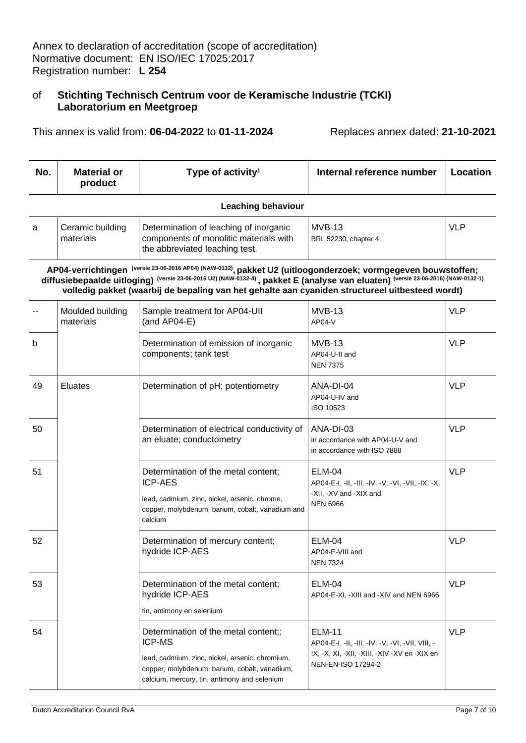Annex to declaration of accreditation (scope of accreditation)
Normative document: EN ISO/IEC 17025:2017
Registration number: **L 254**

of **Stichting Technisch Centrum voor de Keramische Industrie (TCKI) Laboratorium en Meetgroep**

This annex is valid from: **06-04-2022** to **01-11-2024** Replaces annex dated: **21-10-2021**

| No. | Material or product | Type of activity[1] | Internal reference number | Location |
|---|---|---|---|---|
| | | **Leaching behaviour** | | |
| a | Ceramic building materials | Determination of leaching of inorganic components of monolitic materials with the abbreviated leaching test. | MVB-13<br>BRL 52230, chapter 4 | VLP |
| | | **AP04-verrichtingen (versie 23-06-2016 AP04) (NAW-0132), pakket U2 (uitloogonderzoek; vormgegeven bouwstoffen; diffusiebepaalde uitloging) (versie 23-06-2016 U2) (NAW-0132-4), pakket E (analyse van eluaten) (versie 23-06-2016) (NAW-0132-1) volledig pakket (waarbij de bepaling van het gehalte aan cyaniden structureel uitbesteed wordt)** | | |
| -- | Moulded building materials | Sample treatment for AP04-UII (and AP04-E) | MVB-13<br>AP04-V | VLP |
| b | | Determination of emission of inorganic components; tank test | MVB-13<br>AP04-U-II and<br>NEN 7375 | VLP |
| 49 | Eluates | Determination of pH; potentiometry | ANA-DI-04<br>AP04-U-IV and<br>ISO 10523 | VLP |
| 50 | | Determination of electrical conductivity of an eluate; conductometry | ANA-DI-03<br>in accordance with AP04-U-V and<br>in accordance with ISO 7888 | VLP |
| 51 | | Determination of the metal content; ICP-AES<br>lead, cadmium, zinc, nickel, arsenic, chrome, copper, molybdenum, barium, cobalt, vanadium and calcium | ELM-04<br>AP04-E-I, -II, -III, -IV, -V, -VI, -VII, -IX, -X, -XII, -XV and -XIX and<br>NEN 6966 | VLP |
| 52 | | Determination of mercury content; hydride ICP-AES | ELM-04<br>AP04-E-VIII and<br>NEN 7324 | VLP |
| 53 | | Determination of the metal content; hydride ICP-AES<br>tin, antimony en selenium | ELM-04<br>AP04-E-XI, -XIII and -XIV and NEN 6966 | VLP |
| 54 | | Determination of the metal content;; ICP-MS<br>lead, cadmium, zinc, nickel, arsenic, chromium, copper, molybdenum, barium, cobalt, vanadium, calcium, mercury, tin, antimony and selenium | ELM-11<br>AP04-E-I, -II, -III, -IV, -V, -VI, -VII, VIII, -IX, -X, XI, -XII, -XIII, -XIV -XV en -XIX en<br>NEN-EN-ISO 17294-2 | VLP |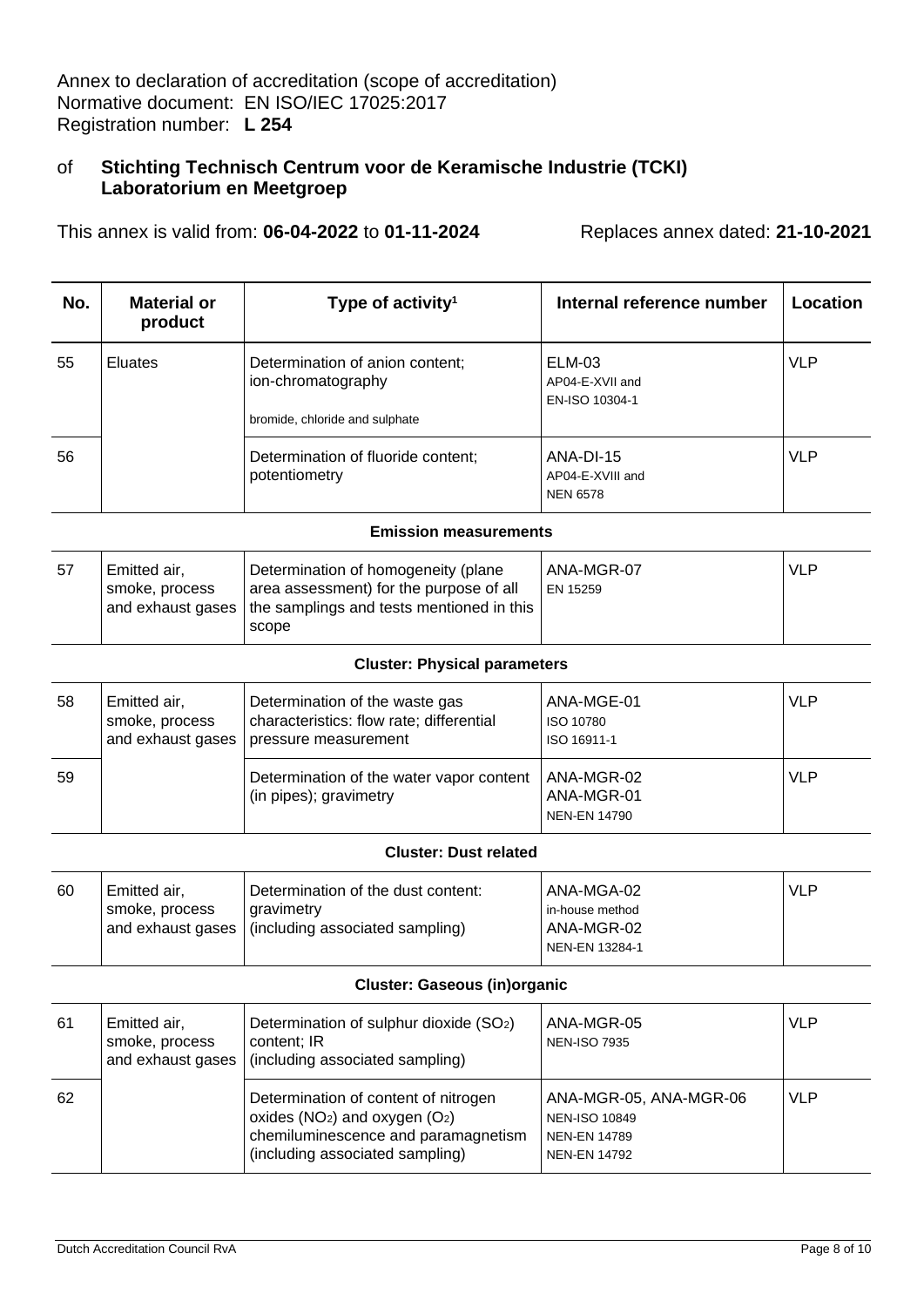Annex to declaration of accreditation (scope of accreditation)
Normative document: EN ISO/IEC 17025:2017
Registration number: **L 254**

of **Stichting Technisch Centrum voor de Keramische Industrie (TCKI) Laboratorium en Meetgroep**

This annex is valid from: **06-04-2022** to **01-11-2024** Replaces annex dated: **21-10-2021**

| No. | Material or product | Type of activity[1] | Internal reference number | Location |
|---|---|---|---|---|
| 55 | Eluates | Determination of anion content; ion-chromatography<br><br>bromide, chloride and sulphate | ELM-03<br>AP04-E-XVII and<br>EN-ISO 10304-1 | VLP |
| 56 | | Determination of fluoride content; potentiometry | ANA-DI-15<br>AP04-E-XVIII and<br>NEN 6578 | VLP |
| | | **Emission measurements** | | |
| 57 | Emitted air, smoke, process and exhaust gases | Determination of homogeneity (plane area assessment) for the purpose of all the samplings and tests mentioned in this scope | ANA-MGR-07<br>EN 15259 | VLP |
| | | **Cluster: Physical parameters** | | |
| 58 | Emitted air, smoke, process and exhaust gases | Determination of the waste gas characteristics: flow rate; differential pressure measurement | ANA-MGE-01<br>ISO 10780<br>ISO 16911-1 | VLP |
| 59 | | Determination of the water vapor content (in pipes); gravimetry | ANA-MGR-02<br>ANA-MGR-01<br>NEN-EN 14790 | VLP |
| | | **Cluster: Dust related** | | |
| 60 | Emitted air, smoke, process and exhaust gases | Determination of the dust content: gravimetry<br>(including associated sampling) | ANA-MGA-02<br>in-house method<br>ANA-MGR-02<br>NEN-EN 13284-1 | VLP |
| | | **Cluster: Gaseous (in)organic** | | |
| 61 | Emitted air, smoke, process and exhaust gases | Determination of sulphur dioxide ($SO_2$) content; IR<br>(including associated sampling) | ANA-MGR-05<br>NEN-ISO 7935 | VLP |
| 62 | | Determination of content of nitrogen oxides ($NO_2$) and oxygen ($O_2$) chemiluminescence and paramagnetism (including associated sampling) | ANA-MGR-05, ANA-MGR-06<br>NEN-ISO 10849<br>NEN-EN 14789<br>NEN-EN 14792 | VLP |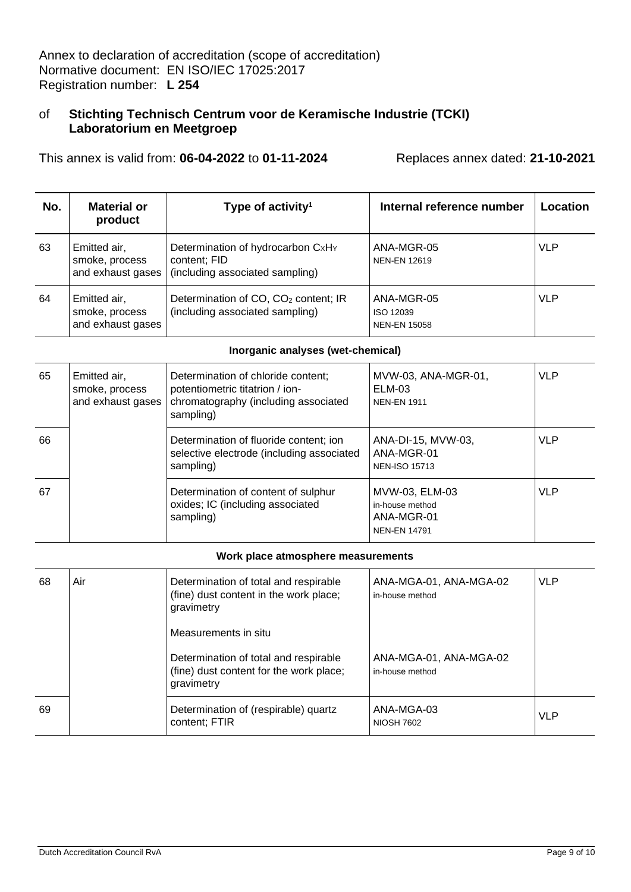Annex to declaration of accreditation (scope of accreditation)
Normative document: EN ISO/IEC 17025:2017
Registration number: **L 254**

of **Stichting Technisch Centrum voor de Keramische Industrie (TCKI) Laboratorium en Meetgroep**

This annex is valid from: **06-04-2022** to **01-11-2024** Replaces annex dated: **21-10-2021**

| No. | Material or product | Type of activity[1] | Internal reference number | Location |
|---|---|---|---|---|
| 63 | Emitted air, smoke, process and exhaust gases | Determination of hydrocarbon $C_xH_Y$ content; FID (including associated sampling) | ANA-MGR-05<br>NEN-EN 12619 | VLP |
| 64 | Emitted air, smoke, process and exhaust gases | Determination of CO, $CO_2$ content; IR (including associated sampling) | ANA-MGR-05<br>ISO 12039<br>NEN-EN 15058 | VLP |
| | | **Inorganic analyses (wet-chemical)** | | |
| 65 | Emitted air, smoke, process and exhaust gases | Determination of chloride content; potentiometric titatrion / ion-chromatography (including associated sampling) | MVW-03, ANA-MGR-01, ELM-03<br>NEN-EN 1911 | VLP |
| 66 | | Determination of fluoride content; ion selective electrode (including associated sampling) | ANA-DI-15, MVW-03, ANA-MGR-01<br>NEN-ISO 15713 | VLP |
| 67 | | Determination of content of sulphur oxides; IC (including associated sampling) | MVW-03, ELM-03<br>in-house method<br>ANA-MGR-01<br>NEN-EN 14791 | VLP |
| | | **Work place atmosphere measurements** | | |
| 68 | Air | Determination of total and respirable (fine) dust content in the work place; gravimetry<br><br>Measurements in situ<br><br>Determination of total and respirable (fine) dust content for the work place; gravimetry | ANA-MGA-01, ANA-MGA-02<br>in-house method<br><br><br>ANA-MGA-01, ANA-MGA-02<br>in-house method | VLP |
| 69 | | Determination of (respirable) quartz content; FTIR | ANA-MGA-03<br>NIOSH 7602 | VLP |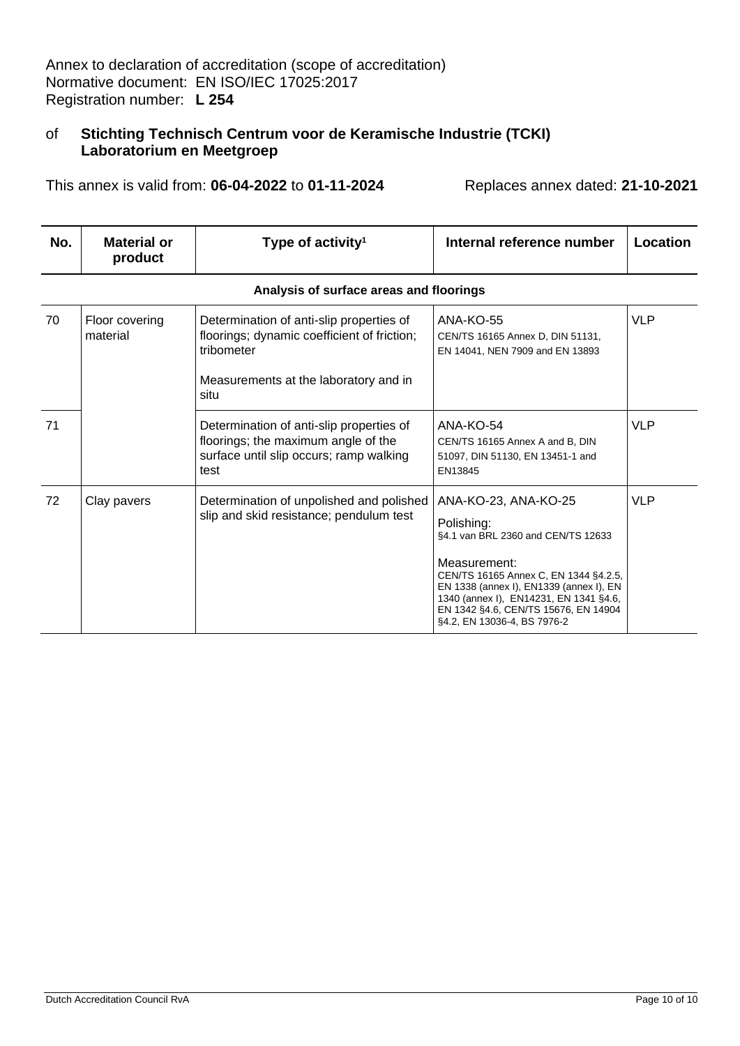Annex to declaration of accreditation (scope of accreditation)
Normative document: EN ISO/IEC 17025:2017
Registration number: **L 254**

of **Stichting Technisch Centrum voor de Keramische Industrie (TCKI) Laboratorium en Meetgroep**

This annex is valid from: **06-04-2022** to **01-11-2024** Replaces annex dated: **21-10-2021**

| No. | Material or product | Type of activity[1] | Internal reference number | Location |
|---|---|---|---|---|
| | | **Analysis of surface areas and floorings** | | |
| 70 | Floor covering material | Determination of anti-slip properties of floorings; dynamic coefficient of friction; tribometer<br><br>Measurements at the laboratory and in situ | ANA-KO-55<br>CEN/TS 16165 Annex D, DIN 51131, EN 14041, NEN 7909 and EN 13893 | VLP |
| 71 | | Determination of anti-slip properties of floorings; the maximum angle of the surface until slip occurs; ramp walking test | ANA-KO-54<br>CEN/TS 16165 Annex A and B, DIN 51097, DIN 51130, EN 13451-1 and EN13845 | VLP |
| 72 | Clay pavers | Determination of unpolished and polished slip and skid resistance; pendulum test | ANA-KO-23, ANA-KO-25<br>Polishing:<br>§4.1 van BRL 2360 and CEN/TS 12633<br><br>Measurement:<br>CEN/TS 16165 Annex C, EN 1344 §4.2.5, EN 1338 (annex I), EN1339 (annex I), EN 1340 (annex I), EN14231, EN 1341 §4.6, EN 1342 §4.6, CEN/TS 15676, EN 14904 §4.2, EN 13036-4, BS 7976-2 | VLP |